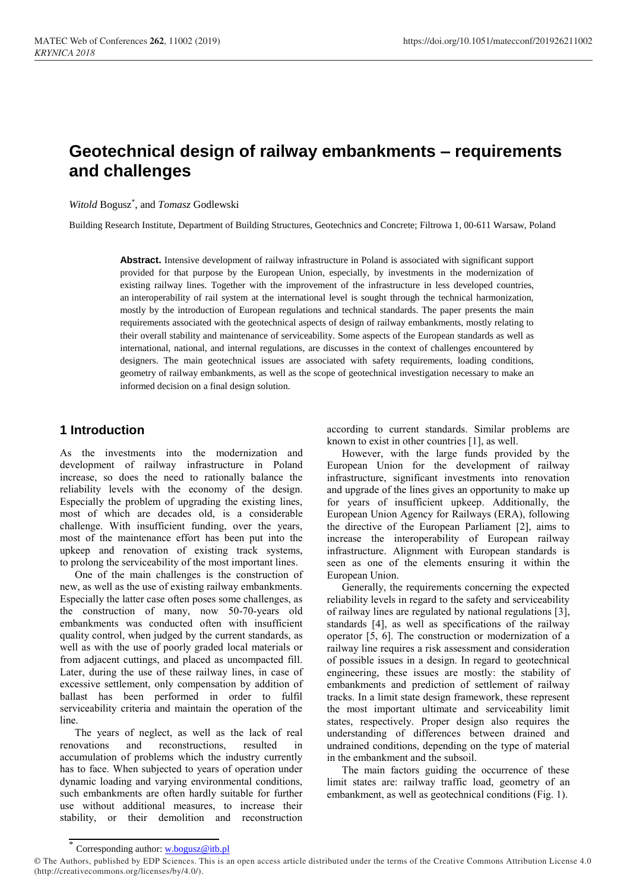# Geotechnical design of railway embankments – requirements and challenges

*Witold* Bogusz[*], and *Tomasz* Godlewski

Building Research Institute, Department of Building Structures, Geotechnics and Concrete; Filtrowa 1, 00-611 Warsaw, Poland

**Abstract.** Intensive development of railway infrastructure in Poland is associated with significant support provided for that purpose by the European Union, especially, by investments in the modernization of existing railway lines. Together with the improvement of the infrastructure in less developed countries, an interoperability of rail system at the international level is sought through the technical harmonization, mostly by the introduction of European regulations and technical standards. The paper presents the main requirements associated with the geotechnical aspects of design of railway embankments, mostly relating to their overall stability and maintenance of serviceability. Some aspects of the European standards as well as international, national, and internal regulations, are discusses in the context of challenges encountered by designers. The main geotechnical issues are associated with safety requirements, loading conditions, geometry of railway embankments, as well as the scope of geotechnical investigation necessary to make an informed decision on a final design solution.

## 1 Introduction

As the investments into the modernization and development of railway infrastructure in Poland increase, so does the need to rationally balance the reliability levels with the economy of the design. Especially the problem of upgrading the existing lines, most of which are decades old, is a considerable challenge. With insufficient funding, over the years, most of the maintenance effort has been put into the upkeep and renovation of existing track systems, to prolong the serviceability of the most important lines.

One of the main challenges is the construction of new, as well as the use of existing railway embankments. Especially the latter case often poses some challenges, as the construction of many, now 50-70-years old embankments was conducted often with insufficient quality control, when judged by the current standards, as well as with the use of poorly graded local materials or from adjacent cuttings, and placed as uncompacted fill. Later, during the use of these railway lines, in case of excessive settlement, only compensation by addition of ballast has been performed in order to fulfil serviceability criteria and maintain the operation of the line.

The years of neglect, as well as the lack of real renovations and reconstructions, resulted in accumulation of problems which the industry currently has to face. When subjected to years of operation under dynamic loading and varying environmental conditions, such embankments are often hardly suitable for further use without additional measures, to increase their stability, or their demolition and reconstruction according to current standards. Similar problems are known to exist in other countries [1], as well.

However, with the large funds provided by the European Union for the development of railway infrastructure, significant investments into renovation and upgrade of the lines gives an opportunity to make up for years of insufficient upkeep. Additionally, the European Union Agency for Railways (ERA), following the directive of the European Parliament [2], aims to increase the interoperability of European railway infrastructure. Alignment with European standards is seen as one of the elements ensuring it within the European Union.

Generally, the requirements concerning the expected reliability levels in regard to the safety and serviceability of railway lines are regulated by national regulations [3], standards [4], as well as specifications of the railway operator [5, 6]. The construction or modernization of a railway line requires a risk assessment and consideration of possible issues in a design. In regard to geotechnical engineering, these issues are mostly: the stability of embankments and prediction of settlement of railway tracks. In a limit state design framework, these represent the most important ultimate and serviceability limit states, respectively. Proper design also requires the understanding of differences between drained and undrained conditions, depending on the type of material in the embankment and the subsoil.

The main factors guiding the occurrence of these limit states are: railway traffic load, geometry of an embankment, as well as geotechnical conditions (Fig. 1).

[*] Corresponding author: w.bogusz@itb.pl

© The Authors, published by EDP Sciences. This is an open access article distributed under the terms of the Creative Commons Attribution License 4.0 (http://creativecommons.org/licenses/by/4.0/).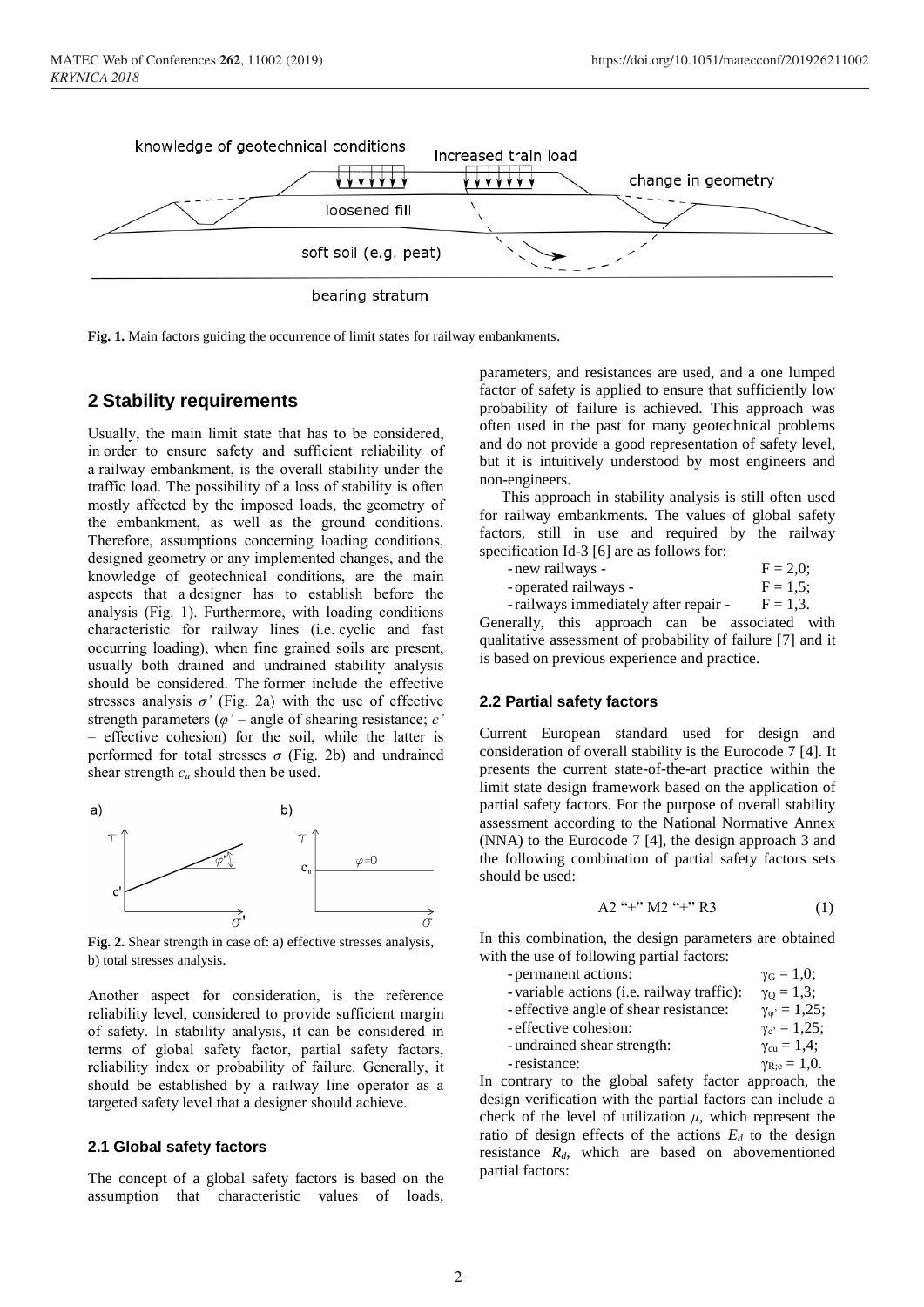**Fig. 1.** Main factors guiding the occurrence of limit states for railway embankments.

## 2 Stability requirements

Usually, the main limit state that has to be considered, in order to ensure safety and sufficient reliability of a railway embankment, is the overall stability under the traffic load. The possibility of a loss of stability is often mostly affected by the imposed loads, the geometry of the embankment, as well as the ground conditions. Therefore, assumptions concerning loading conditions, designed geometry or any implemented changes, and the knowledge of geotechnical conditions, are the main aspects that a designer has to establish before the analysis (Fig. 1). Furthermore, with loading conditions characteristic for railway lines (i.e. cyclic and fast occurring loading), when fine grained soils are present, usually both drained and undrained stability analysis should be considered. The former include the effective stresses analysis $\sigma'$ (Fig. 2a) with the use of effective strength parameters ($\varphi'$ – angle of shearing resistance; $c'$ – effective cohesion) for the soil, while the latter is performed for total stresses $\sigma$ (Fig. 2b) and undrained shear strength $c_u$ should then be used.

**Fig. 2.** Shear strength in case of: a) effective stresses analysis, b) total stresses analysis.

Another aspect for consideration, is the reference reliability level, considered to provide sufficient margin of safety. In stability analysis, it can be considered in terms of global safety factor, partial safety factors, reliability index or probability of failure. Generally, it should be established by a railway line operator as a targeted safety level that a designer should achieve.

### 2.1 Global safety factors

The concept of a global safety factors is based on the assumption that characteristic values of loads, parameters, and resistances are used, and a one lumped factor of safety is applied to ensure that sufficiently low probability of failure is achieved. This approach was often used in the past for many geotechnical problems and do not provide a good representation of safety level, but it is intuitively understood by most engineers and non-engineers.

This approach in stability analysis is still often used for railway embankments. The values of global safety factors, still in use and required by the railway specification Id-3 [6] are as follows for:

- new railways - $F = 2,0$;
- operated railways - $F = 1,5$;
- railways immediately after repair - $F = 1,3$.

Generally, this approach can be associated with qualitative assessment of probability of failure [7] and it is based on previous experience and practice.

### 2.2 Partial safety factors

Current European standard used for design and consideration of overall stability is the Eurocode 7 [4]. It presents the current state-of-the-art practice within the limit state design framework based on the application of partial safety factors. For the purpose of overall stability assessment according to the National Normative Annex (NNA) to the Eurocode 7 [4], the design approach 3 and the following combination of partial safety factors sets should be used:

$$\text{A2 “+” M2 “+” R3} \tag{1}$$

In this combination, the design parameters are obtained with the use of following partial factors:

- permanent actions: $\gamma_G = 1,0$;
- variable actions (i.e. railway traffic): $\gamma_Q = 1,3$;
- effective angle of shear resistance: $\gamma_{\varphi'} = 1,25$;
- effective cohesion: $\gamma_{c'} = 1,25$;
- undrained shear strength: $\gamma_{cu} = 1,4$;
- resistance: $\gamma_{R;e} = 1,0$.

In contrary to the global safety factor approach, the design verification with the partial factors can include a check of the level of utilization $\mu$, which represent the ratio of design effects of the actions $E_d$ to the design resistance $R_d$, which are based on abovementioned partial factors: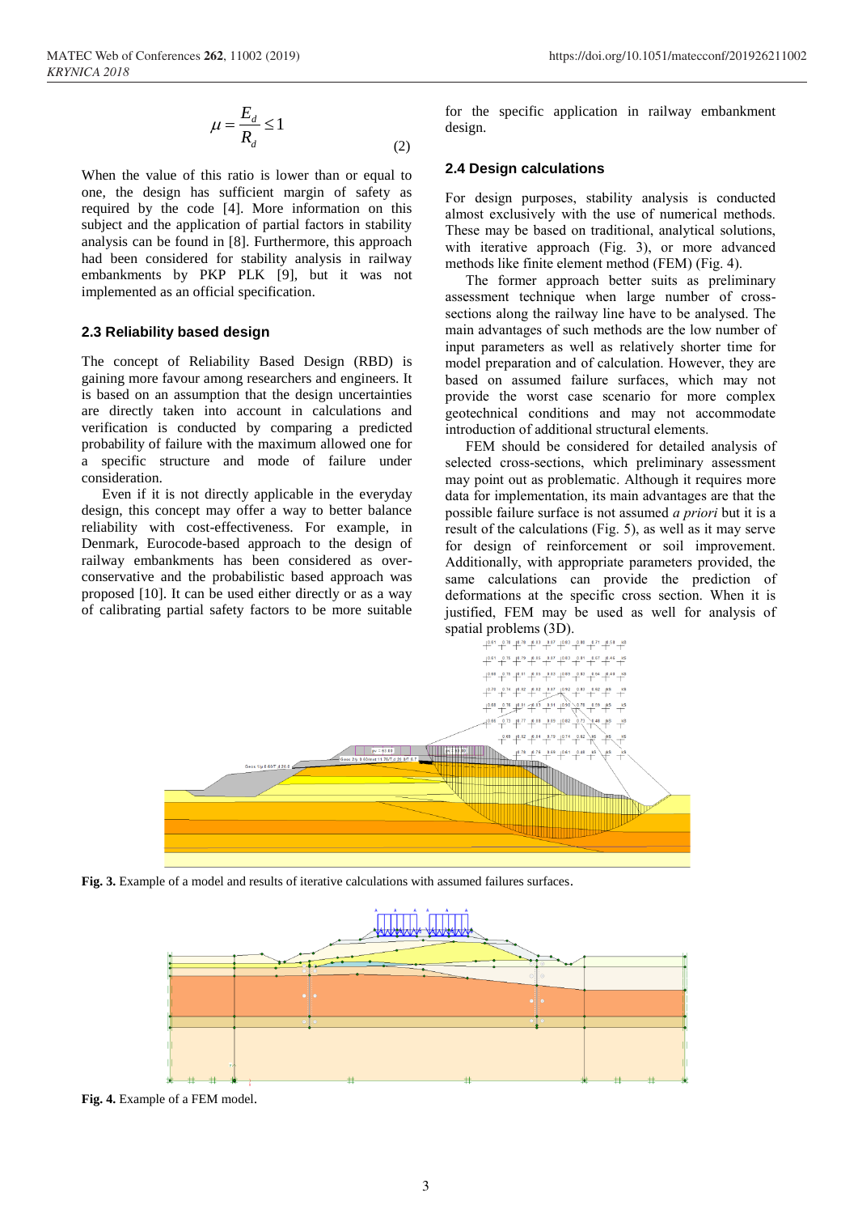$$\mu = \frac{E_d}{R_d} \leq 1 \tag{2}$$

When the value of this ratio is lower than or equal to one, the design has sufficient margin of safety as required by the code [4]. More information on this subject and the application of partial factors in stability analysis can be found in [8]. Furthermore, this approach had been considered for stability analysis in railway embankments by PKP PLK [9], but it was not implemented as an official specification.

### 2.3 Reliability based design

The concept of Reliability Based Design (RBD) is gaining more favour among researchers and engineers. It is based on an assumption that the design uncertainties are directly taken into account in calculations and verification is conducted by comparing a predicted probability of failure with the maximum allowed one for a specific structure and mode of failure under consideration.

Even if it is not directly applicable in the everyday design, this concept may offer a way to better balance reliability with cost-effectiveness. For example, in Denmark, Eurocode-based approach to the design of railway embankments has been considered as over-conservative and the probabilistic based approach was proposed [10]. It can be used either directly or as a way of calibrating partial safety factors to be more suitable for the specific application in railway embankment design.

### 2.4 Design calculations

For design purposes, stability analysis is conducted almost exclusively with the use of numerical methods. These may be based on traditional, analytical solutions, with iterative approach (Fig. 3), or more advanced methods like finite element method (FEM) (Fig. 4).

The former approach better suits as preliminary assessment technique when large number of cross-sections along the railway line have to be analysed. The main advantages of such methods are the low number of input parameters as well as relatively shorter time for model preparation and of calculation. However, they are based on assumed failure surfaces, which may not provide the worst case scenario for more complex geotechnical conditions and may not accommodate introduction of additional structural elements.

FEM should be considered for detailed analysis of selected cross-sections, which preliminary assessment may point out as problematic. Although it requires more data for implementation, its main advantages are that the possible failure surface is not assumed *a priori* but it is a result of the calculations (Fig. 5), as well as it may serve for design of reinforcement or soil improvement. Additionally, with appropriate parameters provided, the same calculations can provide the prediction of deformations at the specific cross section. When it is justified, FEM may be used as well for analysis of spatial problems (3D).

**Fig. 3.** Example of a model and results of iterative calculations with assumed failures surfaces.

**Fig. 4.** Example of a FEM model.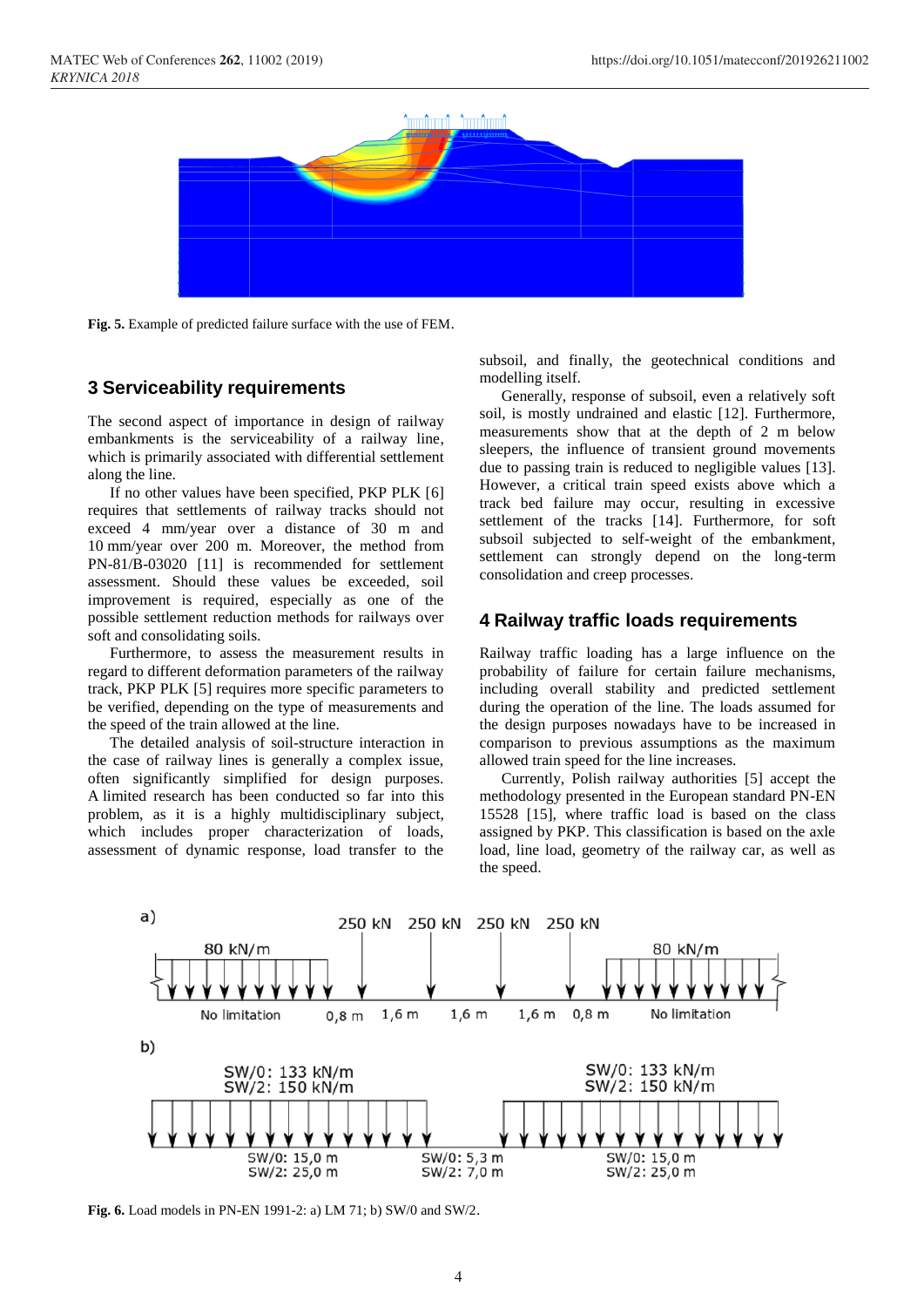Fig. 5. Example of predicted failure surface with the use of FEM.

## 3 Serviceability requirements

The second aspect of importance in design of railway embankments is the serviceability of a railway line, which is primarily associated with differential settlement along the line.

If no other values have been specified, PKP PLK [6] requires that settlements of railway tracks should not exceed 4 mm/year over a distance of 30 m and 10 mm/year over 200 m. Moreover, the method from PN-81/B-03020 [11] is recommended for settlement assessment. Should these values be exceeded, soil improvement is required, especially as one of the possible settlement reduction methods for railways over soft and consolidating soils.

Furthermore, to assess the measurement results in regard to different deformation parameters of the railway track, PKP PLK [5] requires more specific parameters to be verified, depending on the type of measurements and the speed of the train allowed at the line.

The detailed analysis of soil-structure interaction in the case of railway lines is generally a complex issue, often significantly simplified for design purposes. A limited research has been conducted so far into this problem, as it is a highly multidisciplinary subject, which includes proper characterization of loads, assessment of dynamic response, load transfer to the subsoil, and finally, the geotechnical conditions and modelling itself.

Generally, response of subsoil, even a relatively soft soil, is mostly undrained and elastic [12]. Furthermore, measurements show that at the depth of 2 m below sleepers, the influence of transient ground movements due to passing train is reduced to negligible values [13]. However, a critical train speed exists above which a track bed failure may occur, resulting in excessive settlement of the tracks [14]. Furthermore, for soft subsoil subjected to self-weight of the embankment, settlement can strongly depend on the long-term consolidation and creep processes.

## 4 Railway traffic loads requirements

Railway traffic loading has a large influence on the probability of failure for certain failure mechanisms, including overall stability and predicted settlement during the operation of the line. The loads assumed for the design purposes nowadays have to be increased in comparison to previous assumptions as the maximum allowed train speed for the line increases.

Currently, Polish railway authorities [5] accept the methodology presented in the European standard PN-EN 15528 [15], where traffic load is based on the class assigned by PKP. This classification is based on the axle load, line load, geometry of the railway car, as well as the speed.

a)
80 kN/m
250 kN 250 kN 250 kN 250 kN
80 kN/m
No limitation 0,8 m 1,6 m 1,6 m 1,6 m 0,8 m No limitation

b)
SW/0: 133 kN/m
SW/2: 150 kN/m
SW/0: 133 kN/m
SW/2: 150 kN/m
SW/0: 15,0 m
SW/2: 25,0 m
SW/0: 5,3 m
SW/2: 7,0 m
SW/0: 15,0 m
SW/2: 25,0 m

Fig. 6. Load models in PN-EN 1991-2: a) LM 71; b) SW/0 and SW/2.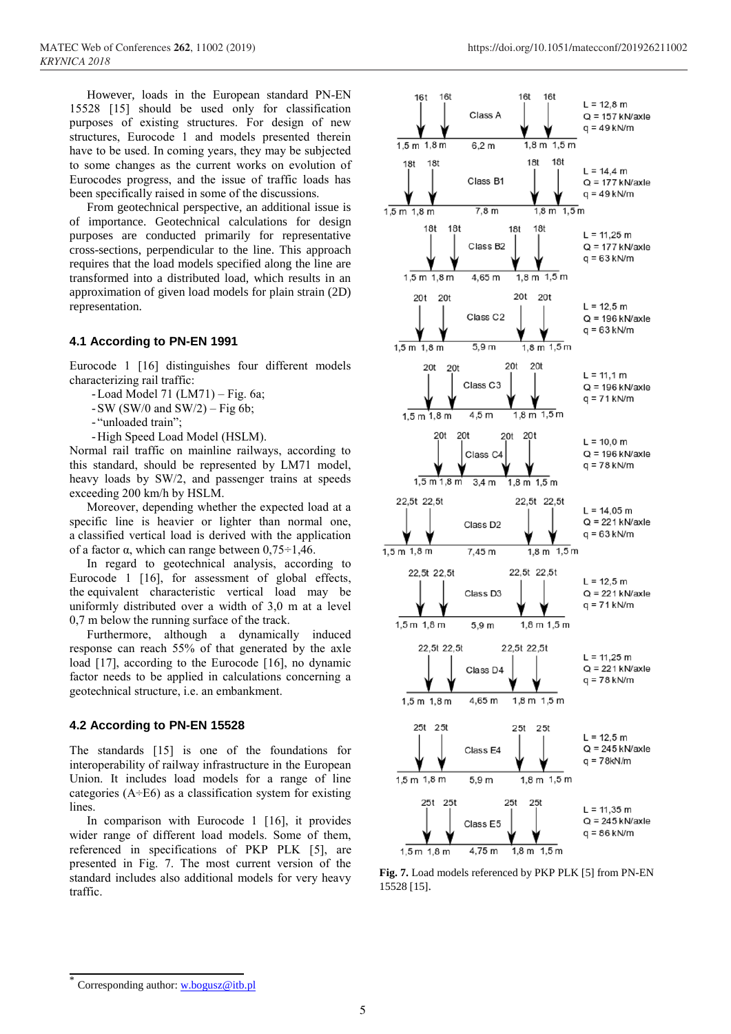However, loads in the European standard PN-EN 15528 [15] should be used only for classification purposes of existing structures. For design of new structures, Eurocode 1 and models presented therein have to be used. In coming years, they may be subjected to some changes as the current works on evolution of Eurocodes progress, and the issue of traffic loads has been specifically raised in some of the discussions.

From geotechnical perspective, an additional issue is of importance. Geotechnical calculations for design purposes are conducted primarily for representative cross-sections, perpendicular to the line. This approach requires that the load models specified along the line are transformed into a distributed load, which results in an approximation of given load models for plain strain (2D) representation.

### 4.1 According to PN-EN 1991

Eurocode 1 [16] distinguishes four different models characterizing rail traffic:

- Load Model 71 (LM71) – Fig. 6a;
- SW (SW/0 and SW/2) – Fig 6b;
- "unloaded train";
- High Speed Load Model (HSLM).

Normal rail traffic on mainline railways, according to this standard, should be represented by LM71 model, heavy loads by SW/2, and passenger trains at speeds exceeding 200 km/h by HSLM.

Moreover, depending whether the expected load at a specific line is heavier or lighter than normal one, a classified vertical load is derived with the application of a factor $\alpha$, which can range between 0,75÷1,46.

In regard to geotechnical analysis, according to Eurocode 1 [16], for assessment of global effects, the equivalent characteristic vertical load may be uniformly distributed over a width of 3,0 m at a level 0,7 m below the running surface of the track.

Furthermore, although a dynamically induced response can reach 55% of that generated by the axle load [17], according to the Eurocode [16], no dynamic factor needs to be applied in calculations concerning a geotechnical structure, i.e. an embankment.

### 4.2 According to PN-EN 15528

The standards [15] is one of the foundations for interoperability of railway infrastructure in the European Union. It includes load models for a range of line categories (A÷E6) as a classification system for existing lines.

In comparison with Eurocode 1 [16], it provides wider range of different load models. Some of them, referenced in specifications of PKP PLK [5], are presented in Fig. 7. The most current version of the standard includes also additional models for very heavy traffic.

Class A: 16t 16t 16t 16t; 1,5 m 1,8 m 6,2 m 1,8 m 1,5 m; L = 12,8 m, Q = 157 kN/axle, q = 49 kN/m

Class B1: 18t 18t 18t 18t; 1,5 m 1,8 m 7,8 m 1,8 m 1,5 m; L = 14,4 m, Q = 177 kN/axle, q = 49 kN/m

Class B2: 18t 18t 18t 18t; 1,5 m 1,8 m 4,65 m 1,8 m 1,5 m; L = 11,25 m, Q = 177 kN/axle, q = 63 kN/m

Class C2: 20t 20t 20t 20t; 1,5 m 1,8 m 5,9 m 1,8 m 1,5 m; L = 12,5 m, Q = 196 kN/axle, q = 63 kN/m

Class C3: 20t 20t 20t 20t; 1,5 m 1,8 m 4,5 m 1,8 m 1,5 m; L = 11,1 m, Q = 196 kN/axle, q = 71 kN/m

Class C4: 20t 20t 20t 20t; 1,5 m 1,8 m 3,4 m 1,8 m 1,5 m; L = 10,0 m, Q = 196 kN/axle, q = 78 kN/m

Class D2: 22,5t 22,5t 22,5t 22,5t; 1,5 m 1,8 m 7,45 m 1,8 m 1,5 m; L = 14,05 m, Q = 221 kN/axle, q = 63 kN/m

Class D3: 22,5t 22,5t 22,5t 22,5t; 1,5 m 1,8 m 5,9 m 1,8 m 1,5 m; L = 12,5 m, Q = 221 kN/axle, q = 71 kN/m

Class D4: 22,5t 22,5t 22,5t 22,5t; 1,5 m 1,8 m 4,65 m 1,8 m 1,5 m; L = 11,25 m, Q = 221 kN/axle, q = 78 kN/m

Class E4: 25t 25t 25t 25t; 1,5 m 1,8 m 5,9 m 1,8 m 1,5 m; L = 12,5 m, Q = 245 kN/axle, q = 78kN/m

Class E5: 25t 25t 25t 25t; 1,5 m 1,8 m 4,75 m 1,8 m 1,5 m; L = 11,35 m, Q = 245 kN/axle, q = 86 kN/m

**Fig. 7.** Load models referenced by PKP PLK [5] from PN-EN 15528 [15].

---

* Corresponding author: w.bogusz@itb.pl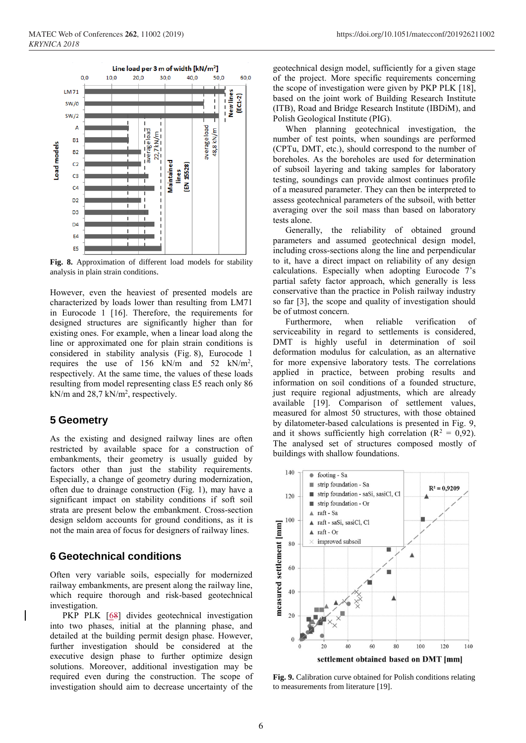Line load per 3 m of width [kN/m$^2$]

0,0 10,0 20,0 30,0 40,0 50,0 60,0

LM71
SW/0
SW/2
A
B1
B2
C2
C3
C4
D2
D3
D4
E4
E5

Load models

New lines (EC1-2)

average load 48,8 kN/m

average load 22,7 kN/m

Maintained lines (EN 15528)

**Fig. 8.** Approximation of different load models for stability analysis in plain strain conditions.

However, even the heaviest of presented models are characterized by loads lower than resulting from LM71 in Eurocode 1 [16]. Therefore, the requirements for designed structures are significantly higher than for existing ones. For example, when a linear load along the line or approximated one for plain strain conditions is considered in stability analysis (Fig. 8), Eurocode 1 requires the use of 156 kN/m and 52 kN/m$^2$, respectively. At the same time, the values of these loads resulting from model representing class E5 reach only 86 kN/m and 28,7 kN/m$^2$, respectively.

## 5 Geometry

As the existing and designed railway lines are often restricted by available space for a construction of embankments, their geometry is usually guided by factors other than just the stability requirements. Especially, a change of geometry during modernization, often due to drainage construction (Fig. 1), may have a significant impact on stability conditions if soft soil strata are present below the embankment. Cross-section design seldom accounts for ground conditions, as it is not the main area of focus for designers of railway lines.

## 6 Geotechnical conditions

Often very variable soils, especially for modernized railway embankments, are present along the railway line, which require thorough and risk-based geotechnical investigation.

PKP PLK [68] divides geotechnical investigation into two phases, initial at the planning phase, and detailed at the building permit design phase. However, further investigation should be considered at the executive design phase to further optimize design solutions. Moreover, additional investigation may be required even during the construction. The scope of investigation should aim to decrease uncertainty of the geotechnical design model, sufficiently for a given stage of the project. More specific requirements concerning the scope of investigation were given by PKP PLK [18], based on the joint work of Building Research Institute (ITB), Road and Bridge Research Institute (IBDiM), and Polish Geological Institute (PIG).

When planning geotechnical investigation, the number of test points, when soundings are performed (CPTu, DMT, etc.), should correspond to the number of boreholes. As the boreholes are used for determination of subsoil layering and taking samples for laboratory testing, soundings can provide almost continues profile of a measured parameter. They can then be interpreted to assess geotechnical parameters of the subsoil, with better averaging over the soil mass than based on laboratory tests alone.

Generally, the reliability of obtained ground parameters and assumed geotechnical design model, including cross-sections along the line and perpendicular to it, have a direct impact on reliability of any design calculations. Especially when adopting Eurocode 7's partial safety factor approach, which generally is less conservative than the practice in Polish railway industry so far [3], the scope and quality of investigation should be of utmost concern.

Furthermore, when reliable verification of serviceability in regard to settlements is considered, DMT is highly useful in determination of soil deformation modulus for calculation, as an alternative for more expensive laboratory tests. The correlations applied in practice, between probing results and information on soil conditions of a founded structure, just require regional adjustments, which are already available [19]. Comparison of settlement values, measured for almost 50 structures, with those obtained by dilatometer-based calculations is presented in Fig. 9, and it shows sufficiently high correlation ($R^2 = 0{,}92$). The analysed set of structures composed mostly of buildings with shallow foundations.

footing - Sa
strip foundation - Sa
strip foundation - saSi, sasiCl, Cl
strip foundation - Or
raft - Sa
raft - saSi, sasiCl, Cl
raft - Or
improved subsoil

$R^2 = 0{,}9209$

measured settlement [mm]

0 20 40 60 80 100 120 140

settlement obtained based on DMT [mm]

0 20 40 60 80 100 120 140

**Fig. 9.** Calibration curve obtained for Polish conditions relating to measurements from literature [19].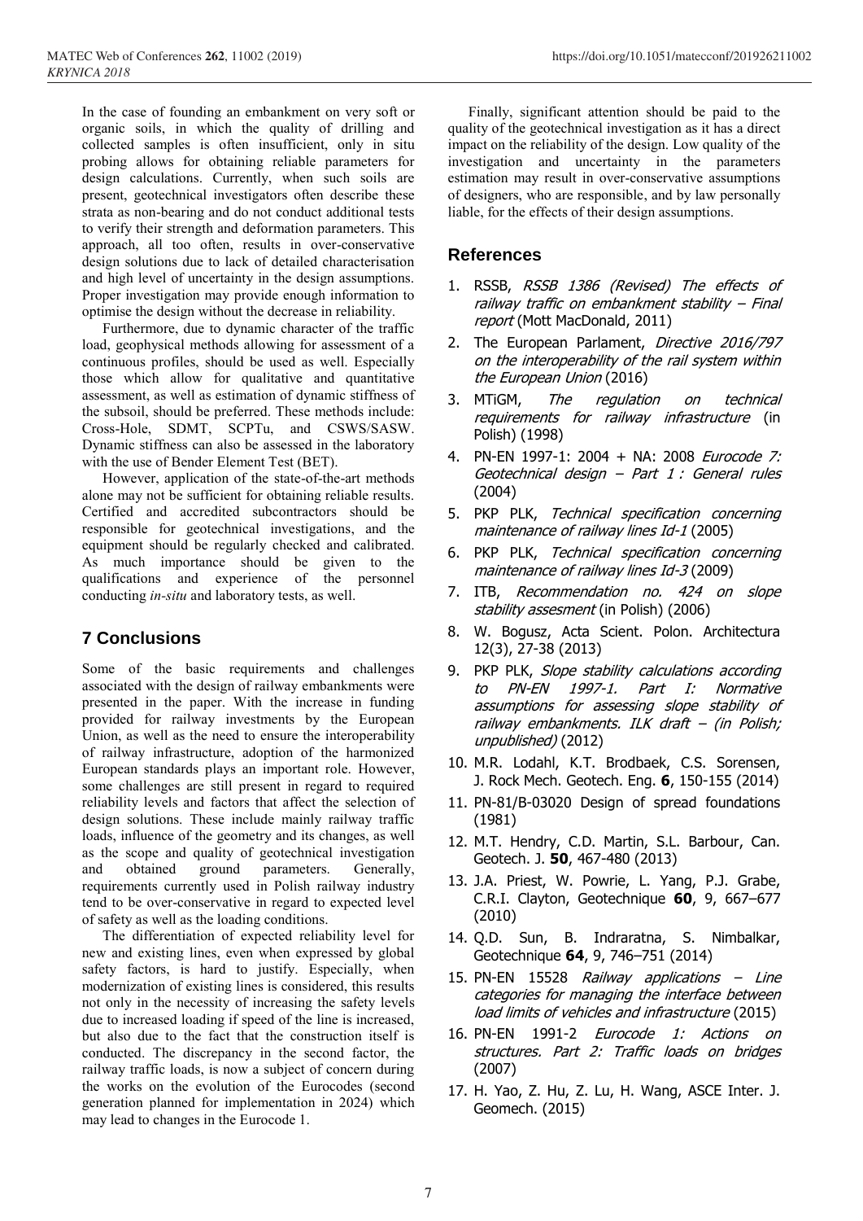In the case of founding an embankment on very soft or organic soils, in which the quality of drilling and collected samples is often insufficient, only in situ probing allows for obtaining reliable parameters for design calculations. Currently, when such soils are present, geotechnical investigators often describe these strata as non-bearing and do not conduct additional tests to verify their strength and deformation parameters. This approach, all too often, results in over-conservative design solutions due to lack of detailed characterisation and high level of uncertainty in the design assumptions. Proper investigation may provide enough information to optimise the design without the decrease in reliability.

Furthermore, due to dynamic character of the traffic load, geophysical methods allowing for assessment of a continuous profiles, should be used as well. Especially those which allow for qualitative and quantitative assessment, as well as estimation of dynamic stiffness of the subsoil, should be preferred. These methods include: Cross-Hole, SDMT, SCPTu, and CSWS/SASW. Dynamic stiffness can also be assessed in the laboratory with the use of Bender Element Test (BET).

However, application of the state-of-the-art methods alone may not be sufficient for obtaining reliable results. Certified and accredited subcontractors should be responsible for geotechnical investigations, and the equipment should be regularly checked and calibrated. As much importance should be given to the qualifications and experience of the personnel conducting *in-situ* and laboratory tests, as well.

## 7 Conclusions

Some of the basic requirements and challenges associated with the design of railway embankments were presented in the paper. With the increase in funding provided for railway investments by the European Union, as well as the need to ensure the interoperability of railway infrastructure, adoption of the harmonized European standards plays an important role. However, some challenges are still present in regard to required reliability levels and factors that affect the selection of design solutions. These include mainly railway traffic loads, influence of the geometry and its changes, as well as the scope and quality of geotechnical investigation and obtained ground parameters. Generally, requirements currently used in Polish railway industry tend to be over-conservative in regard to expected level of safety as well as the loading conditions.

The differentiation of expected reliability level for new and existing lines, even when expressed by global safety factors, is hard to justify. Especially, when modernization of existing lines is considered, this results not only in the necessity of increasing the safety levels due to increased loading if speed of the line is increased, but also due to the fact that the construction itself is conducted. The discrepancy in the second factor, the railway traffic loads, is now a subject of concern during the works on the evolution of the Eurocodes (second generation planned for implementation in 2024) which may lead to changes in the Eurocode 1.

Finally, significant attention should be paid to the quality of the geotechnical investigation as it has a direct impact on the reliability of the design. Low quality of the investigation and uncertainty in the parameters estimation may result in over-conservative assumptions of designers, who are responsible, and by law personally liable, for the effects of their design assumptions.

## References

1. RSSB, *RSSB 1386 (Revised) The effects of railway traffic on embankment stability – Final report* (Mott MacDonald, 2011)
2. The European Parlament, *Directive 2016/797 on the interoperability of the rail system within the European Union* (2016)
3. MTiGM, *The regulation on technical requirements for railway infrastructure* (in Polish) (1998)
4. PN-EN 1997-1: 2004 + NA: 2008 *Eurocode 7: Geotechnical design – Part 1 : General rules* (2004)
5. PKP PLK, *Technical specification concerning maintenance of railway lines Id-1* (2005)
6. PKP PLK, *Technical specification concerning maintenance of railway lines Id-3* (2009)
7. ITB, *Recommendation no. 424 on slope stability assesment* (in Polish) (2006)
8. W. Bogusz, Acta Scient. Polon. Architectura 12(3), 27-38 (2013)
9. PKP PLK, *Slope stability calculations according to PN-EN 1997-1. Part I: Normative assumptions for assessing slope stability of railway embankments. ILK draft – (in Polish; unpublished)* (2012)
10. M.R. Lodahl, K.T. Brodbaek, C.S. Sorensen, J. Rock Mech. Geotech. Eng. **6**, 150-155 (2014)
11. PN-81/B-03020 Design of spread foundations (1981)
12. M.T. Hendry, C.D. Martin, S.L. Barbour, Can. Geotech. J. **50**, 467-480 (2013)
13. J.A. Priest, W. Powrie, L. Yang, P.J. Grabe, C.R.I. Clayton, Geotechnique **60**, 9, 667–677 (2010)
14. Q.D. Sun, B. Indraratna, S. Nimbalkar, Geotechnique **64**, 9, 746–751 (2014)
15. PN-EN 15528 *Railway applications – Line categories for managing the interface between load limits of vehicles and infrastructure* (2015)
16. PN-EN 1991-2 *Eurocode 1: Actions on structures. Part 2: Traffic loads on bridges* (2007)
17. H. Yao, Z. Hu, Z. Lu, H. Wang, ASCE Inter. J. Geomech. (2015)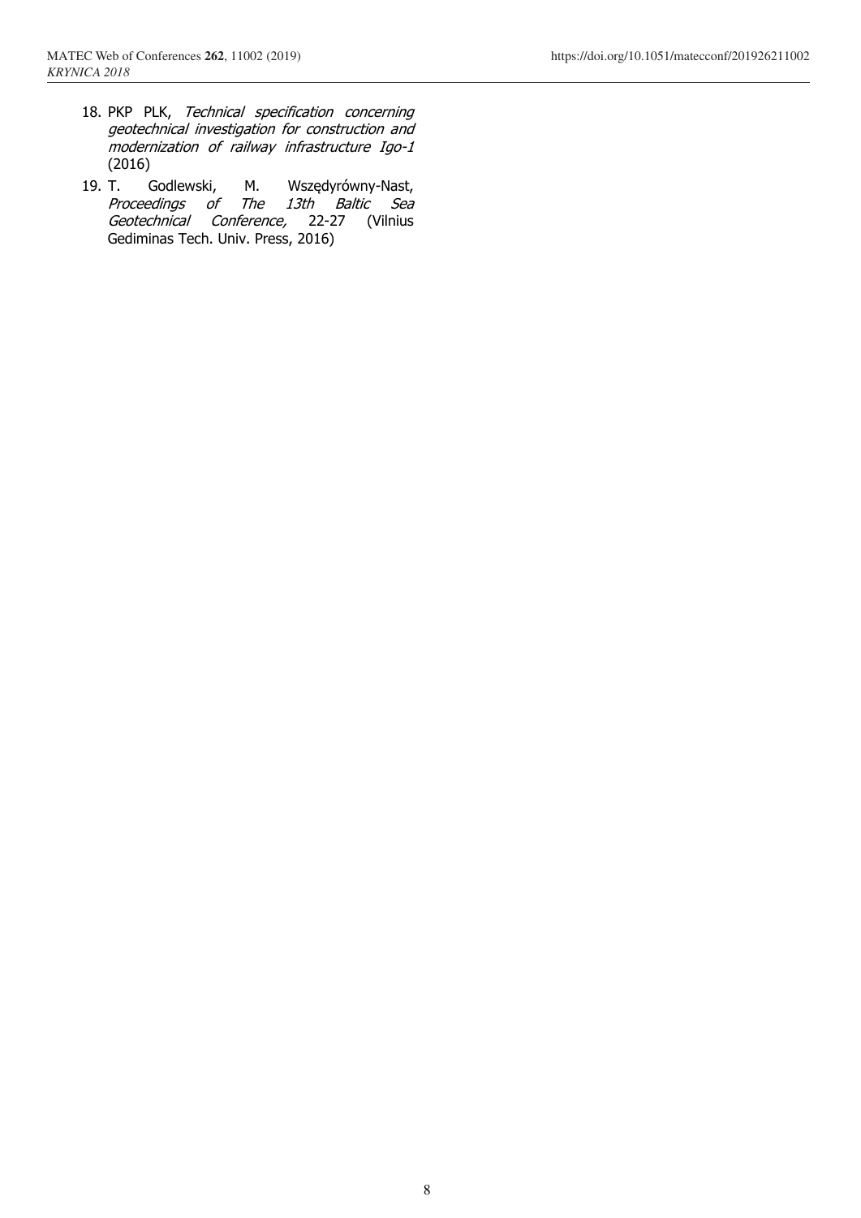18. PKP PLK, *Technical specification concerning geotechnical investigation for construction and modernization of railway infrastructure Igo-1* (2016)
19. T. Godlewski, M. Wszędyrówny-Nast, *Proceedings of The 13th Baltic Sea Geotechnical Conference,* 22-27 (Vilnius Gediminas Tech. Univ. Press, 2016)